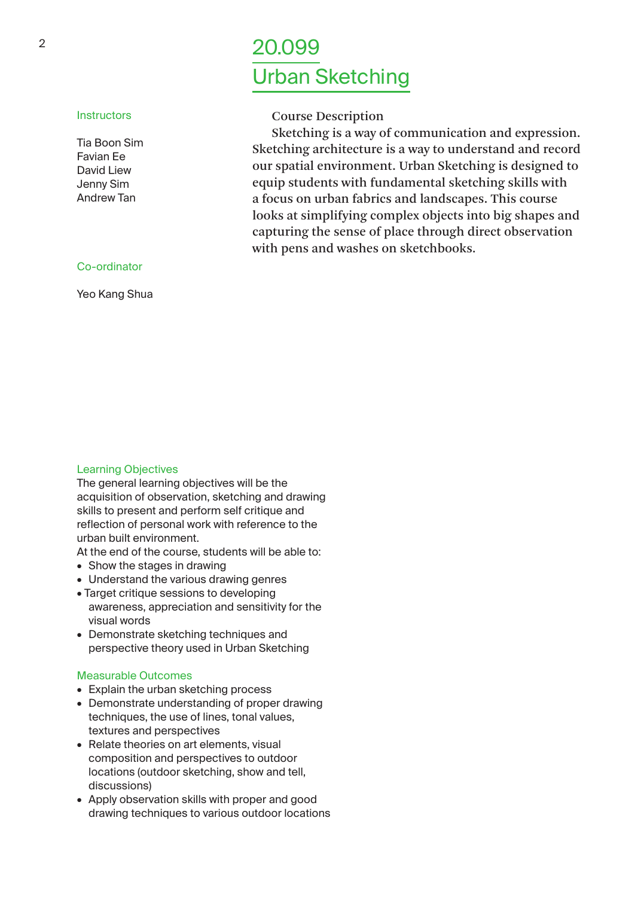# 20.099 Urban Sketching

## Instructors

Tia Boon Sim
Favian Ee
David Liew
Jenny Sim
Andrew Tan

## Co-ordinator

Yeo Kang Shua

## Course Description

Sketching is a way of communication and expression. Sketching architecture is a way to understand and record our spatial environment. Urban Sketching is designed to equip students with fundamental sketching skills with a focus on urban fabrics and landscapes. This course looks at simplifying complex objects into big shapes and capturing the sense of place through direct observation with pens and washes on sketchbooks.

## Learning Objectives

The general learning objectives will be the acquisition of observation, sketching and drawing skills to present and perform self critique and reflection of personal work with reference to the urban built environment.

At the end of the course, students will be able to:

- Show the stages in drawing
- Understand the various drawing genres
- Target critique sessions to developing awareness, appreciation and sensitivity for the visual words
- Demonstrate sketching techniques and perspective theory used in Urban Sketching

## Measurable Outcomes

- Explain the urban sketching process
- Demonstrate understanding of proper drawing techniques, the use of lines, tonal values, textures and perspectives
- Relate theories on art elements, visual composition and perspectives to outdoor locations (outdoor sketching, show and tell, discussions)
- Apply observation skills with proper and good drawing techniques to various outdoor locations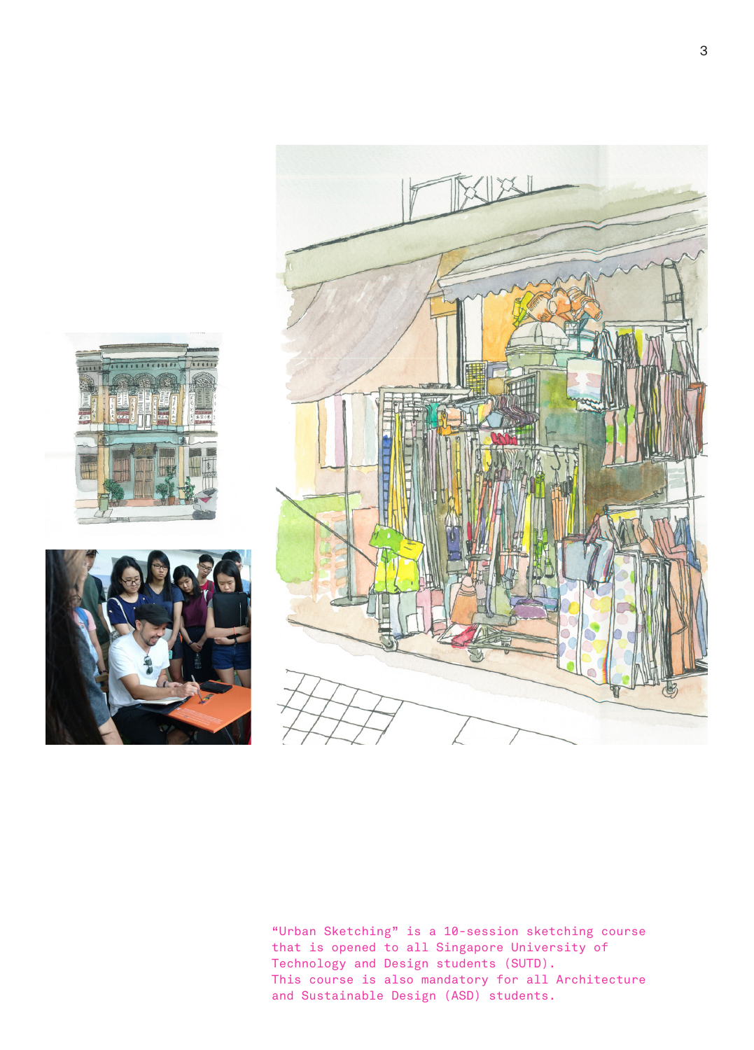“Urban Sketching” is a 10-session sketching course that is opened to all Singapore University of Technology and Design students (SUTD).
This course is also mandatory for all Architecture and Sustainable Design (ASD) students.